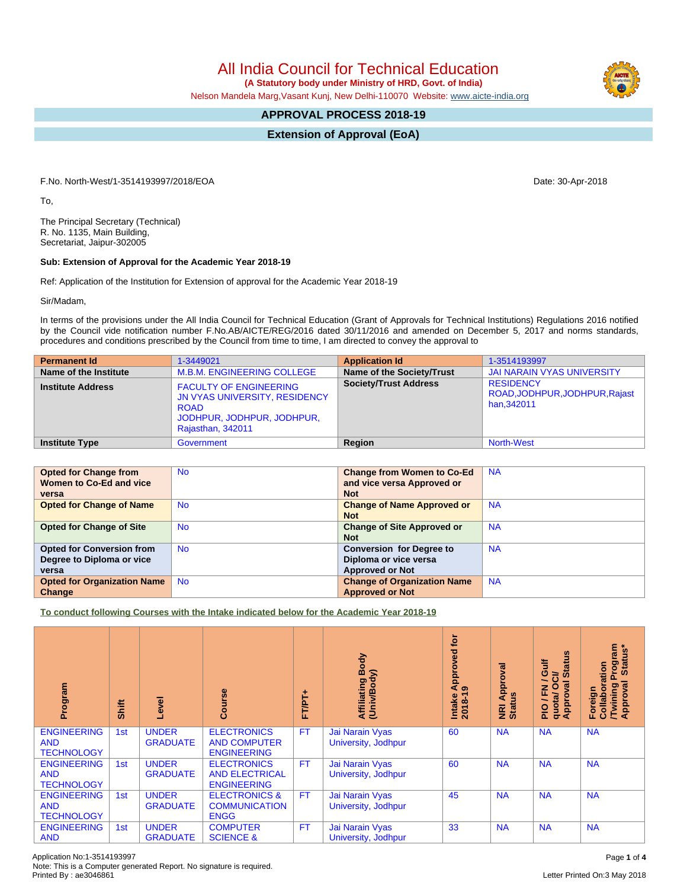# All India Council for Technical Education

**(A Statutory body under Ministry of HRD, Govt. of India)**

Nelson Mandela Marg,Vasant Kunj, New Delhi-110070 Website: www.aicte-india.org

## APPROVAL PROCESS 2018-19

## Extension of Approval (EoA)

F.No. North-West/1-3514193997/2018/EOA

Date: 30-Apr-2018

To,

The Principal Secretary (Technical)
R. No. 1135, Main Building,
Secretariat, Jaipur-302005

**Sub: Extension of Approval for the Academic Year 2018-19**

Ref: Application of the Institution for Extension of approval for the Academic Year 2018-19

Sir/Madam,

In terms of the provisions under the All India Council for Technical Education (Grant of Approvals for Technical Institutions) Regulations 2016 notified by the Council vide notification number F.No.AB/AICTE/REG/2016 dated 30/11/2016 and amended on December 5, 2017 and norms standards, procedures and conditions prescribed by the Council from time to time, I am directed to convey the approval to

| **Permanent Id** | 1-3449021 | **Application Id** | 1-3514193997 |
|---|---|---|---|
| **Name of the Institute** | M.B.M. ENGINEERING COLLEGE | **Name of the Society/Trust** | JAI NARAIN VYAS UNIVERSITY |
| **Institute Address** | FACULTY OF ENGINEERING JN VYAS UNIVERSITY, RESIDENCY ROAD JODHPUR, JODHPUR, JODHPUR, Rajasthan, 342011 | **Society/Trust Address** | RESIDENCY ROAD,JODHPUR,JODHPUR,Rajasthan,342011 |
| **Institute Type** | Government | **Region** | North-West |

| **Opted for Change from Women to Co-Ed and vice versa** | No | **Change from Women to Co-Ed and vice versa Approved or Not** | NA |
|---|---|---|---|
| **Opted for Change of Name** | No | **Change of Name Approved or Not** | NA |
| **Opted for Change of Site** | No | **Change of Site Approved or Not** | NA |
| **Opted for Conversion from Degree to Diploma or vice versa** | No | **Conversion for Degree to Diploma or vice versa Approved or Not** | NA |
| **Opted for Organization Name Change** | No | **Change of Organization Name Approved or Not** | NA |

**To conduct following Courses with the Intake indicated below for the Academic Year 2018-19**

| Program | Shift | Level | Course | FT/PT+ | Affiliating Body (Univ/Body) | Intake Approved for 2018-19 | NRI Approval Status | PIO / FN / Gulf quota/ OCI/ Approval Status | Foreign Collaboration /Twining Program Approval Status* |
|---|---|---|---|---|---|---|---|---|---|
| ENGINEERING AND TECHNOLOGY | 1st | UNDER GRADUATE | ELECTRONICS AND COMPUTER ENGINEERING | FT | Jai Narain Vyas University, Jodhpur | 60 | NA | NA | NA |
| ENGINEERING AND TECHNOLOGY | 1st | UNDER GRADUATE | ELECTRONICS AND ELECTRICAL ENGINEERING | FT | Jai Narain Vyas University, Jodhpur | 60 | NA | NA | NA |
| ENGINEERING AND TECHNOLOGY | 1st | UNDER GRADUATE | ELECTRONICS & COMMUNICATION ENGG | FT | Jai Narain Vyas University, Jodhpur | 45 | NA | NA | NA |
| ENGINEERING AND | 1st | UNDER GRADUATE | COMPUTER SCIENCE & | FT | Jai Narain Vyas University, Jodhpur | 33 | NA | NA | NA |

Application No:1-3514193997
Note: This is a Computer generated Report. No signature is required.
Printed By : ae3046861

Letter Printed On:3 May 2018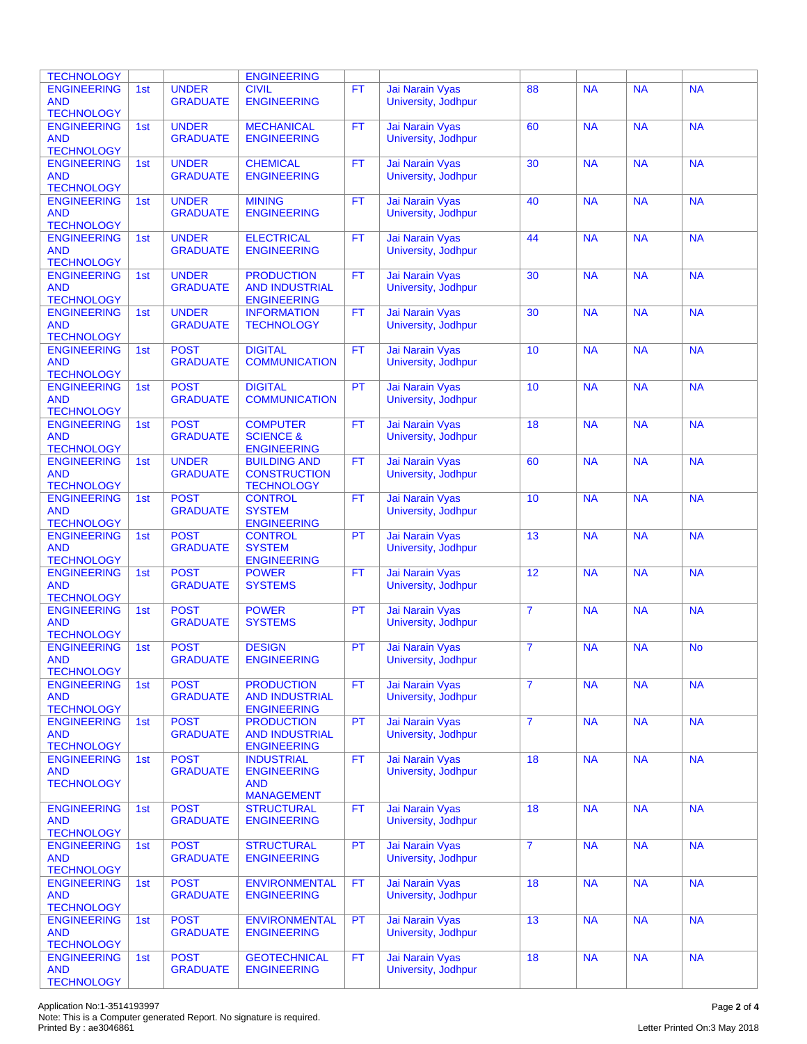| | | | | | | | | | |
|---|---|---|---|---|---|---|---|---|---|
| TECHNOLOGY | | | ENGINEERING | | | | | | |
| ENGINEERING AND TECHNOLOGY | 1st | UNDER GRADUATE | CIVIL ENGINEERING | FT | Jai Narain Vyas University, Jodhpur | 88 | NA | NA | NA |
| ENGINEERING AND TECHNOLOGY | 1st | UNDER GRADUATE | MECHANICAL ENGINEERING | FT | Jai Narain Vyas University, Jodhpur | 60 | NA | NA | NA |
| ENGINEERING AND TECHNOLOGY | 1st | UNDER GRADUATE | CHEMICAL ENGINEERING | FT | Jai Narain Vyas University, Jodhpur | 30 | NA | NA | NA |
| ENGINEERING AND TECHNOLOGY | 1st | UNDER GRADUATE | MINING ENGINEERING | FT | Jai Narain Vyas University, Jodhpur | 40 | NA | NA | NA |
| ENGINEERING AND TECHNOLOGY | 1st | UNDER GRADUATE | ELECTRICAL ENGINEERING | FT | Jai Narain Vyas University, Jodhpur | 44 | NA | NA | NA |
| ENGINEERING AND TECHNOLOGY | 1st | UNDER GRADUATE | PRODUCTION AND INDUSTRIAL ENGINEERING | FT | Jai Narain Vyas University, Jodhpur | 30 | NA | NA | NA |
| ENGINEERING AND TECHNOLOGY | 1st | UNDER GRADUATE | INFORMATION TECHNOLOGY | FT | Jai Narain Vyas University, Jodhpur | 30 | NA | NA | NA |
| ENGINEERING AND TECHNOLOGY | 1st | POST GRADUATE | DIGITAL COMMUNICATION | FT | Jai Narain Vyas University, Jodhpur | 10 | NA | NA | NA |
| ENGINEERING AND TECHNOLOGY | 1st | POST GRADUATE | DIGITAL COMMUNICATION | PT | Jai Narain Vyas University, Jodhpur | 10 | NA | NA | NA |
| ENGINEERING AND TECHNOLOGY | 1st | POST GRADUATE | COMPUTER SCIENCE & ENGINEERING | FT | Jai Narain Vyas University, Jodhpur | 18 | NA | NA | NA |
| ENGINEERING AND TECHNOLOGY | 1st | UNDER GRADUATE | BUILDING AND CONSTRUCTION TECHNOLOGY | FT | Jai Narain Vyas University, Jodhpur | 60 | NA | NA | NA |
| ENGINEERING AND TECHNOLOGY | 1st | POST GRADUATE | CONTROL SYSTEM ENGINEERING | FT | Jai Narain Vyas University, Jodhpur | 10 | NA | NA | NA |
| ENGINEERING AND TECHNOLOGY | 1st | POST GRADUATE | CONTROL SYSTEM ENGINEERING | PT | Jai Narain Vyas University, Jodhpur | 13 | NA | NA | NA |
| ENGINEERING AND TECHNOLOGY | 1st | POST GRADUATE | POWER SYSTEMS | FT | Jai Narain Vyas University, Jodhpur | 12 | NA | NA | NA |
| ENGINEERING AND TECHNOLOGY | 1st | POST GRADUATE | POWER SYSTEMS | PT | Jai Narain Vyas University, Jodhpur | 7 | NA | NA | NA |
| ENGINEERING AND TECHNOLOGY | 1st | POST GRADUATE | DESIGN ENGINEERING | PT | Jai Narain Vyas University, Jodhpur | 7 | NA | NA | No |
| ENGINEERING AND TECHNOLOGY | 1st | POST GRADUATE | PRODUCTION AND INDUSTRIAL ENGINEERING | FT | Jai Narain Vyas University, Jodhpur | 7 | NA | NA | NA |
| ENGINEERING AND TECHNOLOGY | 1st | POST GRADUATE | PRODUCTION AND INDUSTRIAL ENGINEERING | PT | Jai Narain Vyas University, Jodhpur | 7 | NA | NA | NA |
| ENGINEERING AND TECHNOLOGY | 1st | POST GRADUATE | INDUSTRIAL ENGINEERING AND MANAGEMENT | FT | Jai Narain Vyas University, Jodhpur | 18 | NA | NA | NA |
| ENGINEERING AND TECHNOLOGY | 1st | POST GRADUATE | STRUCTURAL ENGINEERING | FT | Jai Narain Vyas University, Jodhpur | 18 | NA | NA | NA |
| ENGINEERING AND TECHNOLOGY | 1st | POST GRADUATE | STRUCTURAL ENGINEERING | PT | Jai Narain Vyas University, Jodhpur | 7 | NA | NA | NA |
| ENGINEERING AND TECHNOLOGY | 1st | POST GRADUATE | ENVIRONMENTAL ENGINEERING | FT | Jai Narain Vyas University, Jodhpur | 18 | NA | NA | NA |
| ENGINEERING AND TECHNOLOGY | 1st | POST GRADUATE | ENVIRONMENTAL ENGINEERING | PT | Jai Narain Vyas University, Jodhpur | 13 | NA | NA | NA |
| ENGINEERING AND TECHNOLOGY | 1st | POST GRADUATE | GEOTECHNICAL ENGINEERING | FT | Jai Narain Vyas University, Jodhpur | 18 | NA | NA | NA |

Application No:1-3514193997
Note: This is a Computer generated Report. No signature is required.
Printed By : ae3046861

Letter Printed On:3 May 2018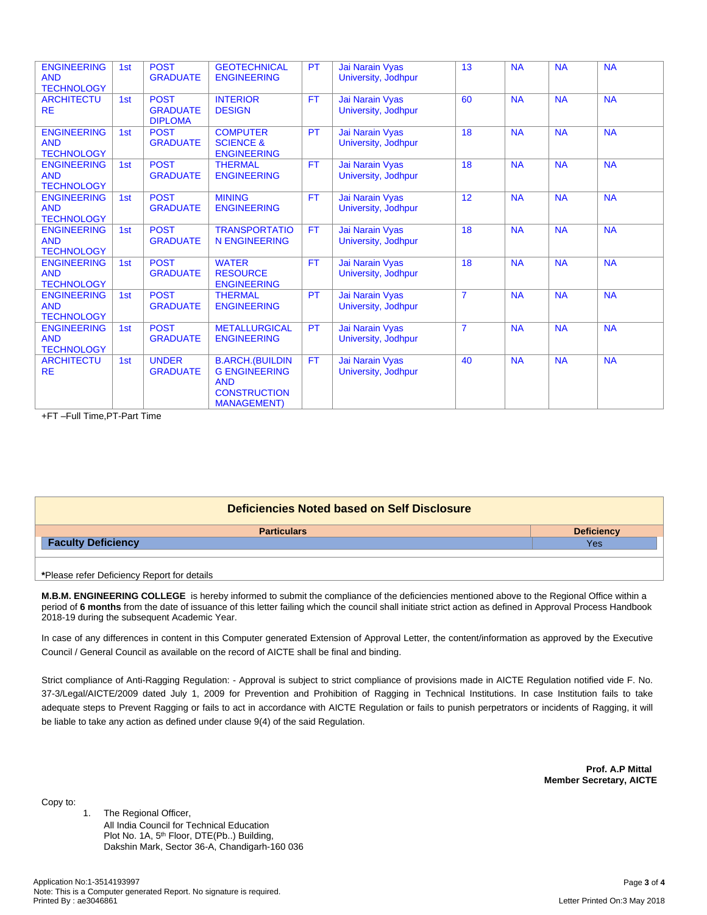| | | | | | | | | | |
|---|---|---|---|---|---|---|---|---|---|
| ENGINEERING AND TECHNOLOGY | 1st | POST GRADUATE | GEOTECHNICAL ENGINEERING | PT | Jai Narain Vyas University, Jodhpur | 13 | NA | NA | NA |
| ARCHITECTURE | 1st | POST GRADUATE DIPLOMA | INTERIOR DESIGN | FT | Jai Narain Vyas University, Jodhpur | 60 | NA | NA | NA |
| ENGINEERING AND TECHNOLOGY | 1st | POST GRADUATE | COMPUTER SCIENCE & ENGINEERING | PT | Jai Narain Vyas University, Jodhpur | 18 | NA | NA | NA |
| ENGINEERING AND TECHNOLOGY | 1st | POST GRADUATE | THERMAL ENGINEERING | FT | Jai Narain Vyas University, Jodhpur | 18 | NA | NA | NA |
| ENGINEERING AND TECHNOLOGY | 1st | POST GRADUATE | MINING ENGINEERING | FT | Jai Narain Vyas University, Jodhpur | 12 | NA | NA | NA |
| ENGINEERING AND TECHNOLOGY | 1st | POST GRADUATE | TRANSPORTATION ENGINEERING | FT | Jai Narain Vyas University, Jodhpur | 18 | NA | NA | NA |
| ENGINEERING AND TECHNOLOGY | 1st | POST GRADUATE | WATER RESOURCE ENGINEERING | FT | Jai Narain Vyas University, Jodhpur | 18 | NA | NA | NA |
| ENGINEERING AND TECHNOLOGY | 1st | POST GRADUATE | THERMAL ENGINEERING | PT | Jai Narain Vyas University, Jodhpur | 7 | NA | NA | NA |
| ENGINEERING AND TECHNOLOGY | 1st | POST GRADUATE | METALLURGICAL ENGINEERING | PT | Jai Narain Vyas University, Jodhpur | 7 | NA | NA | NA |
| ARCHITECTURE | 1st | UNDER GRADUATE | B.ARCH.(BUILDING ENGINEERING AND CONSTRUCTION MANAGEMENT) | FT | Jai Narain Vyas University, Jodhpur | 40 | NA | NA | NA |

+FT –Full Time,PT-Part Time

## Deficiencies Noted based on Self Disclosure

| Particulars | Deficiency |
|---|---|
| **Faculty Deficiency** | Yes |

***Please refer Deficiency Report for details**

**M.B.M. ENGINEERING COLLEGE** is hereby informed to submit the compliance of the deficiencies mentioned above to the Regional Office within a period of **6 months** from the date of issuance of this letter failing which the council shall initiate strict action as defined in Approval Process Handbook 2018-19 during the subsequent Academic Year.

In case of any differences in content in this Computer generated Extension of Approval Letter, the content/information as approved by the Executive Council / General Council as available on the record of AICTE shall be final and binding.

Strict compliance of Anti-Ragging Regulation: - Approval is subject to strict compliance of provisions made in AICTE Regulation notified vide F. No. 37-3/Legal/AICTE/2009 dated July 1, 2009 for Prevention and Prohibition of Ragging in Technical Institutions. In case Institution fails to take adequate steps to Prevent Ragging or fails to act in accordance with AICTE Regulation or fails to punish perpetrators or incidents of Ragging, it will be liable to take any action as defined under clause 9(4) of the said Regulation.

**Prof. A.P Mittal**
**Member Secretary, AICTE**

Copy to:

1. The Regional Officer,
   All India Council for Technical Education
   Plot No. 1A, 5th Floor, DTE(Pb..) Building,
   Dakshin Mark, Sector 36-A, Chandigarh-160 036

Application No:1-3514193997
Note: This is a Computer generated Report. No signature is required.
Printed By : ae3046861

Letter Printed On:3 May 2018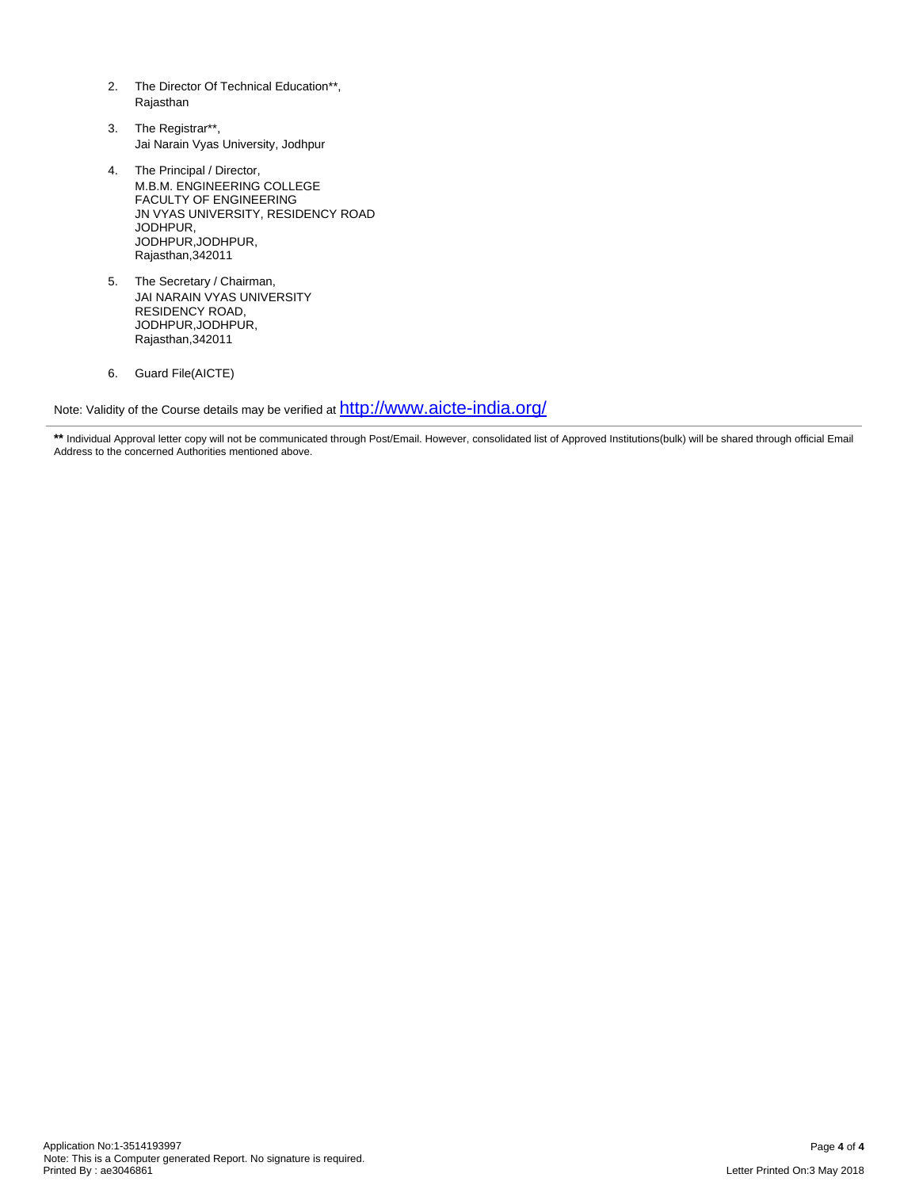2. The Director Of Technical Education**,
   Rajasthan

3. The Registrar**,
   Jai Narain Vyas University, Jodhpur

4. The Principal / Director,
   M.B.M. ENGINEERING COLLEGE
   FACULTY OF ENGINEERING
   JN VYAS UNIVERSITY, RESIDENCY ROAD
   JODHPUR,
   JODHPUR,JODHPUR,
   Rajasthan,342011

5. The Secretary / Chairman,
   JAI NARAIN VYAS UNIVERSITY
   RESIDENCY ROAD,
   JODHPUR,JODHPUR,
   Rajasthan,342011

6. Guard File(AICTE)

Note: Validity of the Course details may be verified at http://www.aicte-india.org/

---

**** Individual Approval letter copy will not be communicated through Post/Email. However, consolidated list of Approved Institutions(bulk) will be shared through official Email Address to the concerned Authorities mentioned above.

Application No:1-3514193997
Note: This is a Computer generated Report. No signature is required.
Printed By : ae3046861

Letter Printed On:3 May 2018